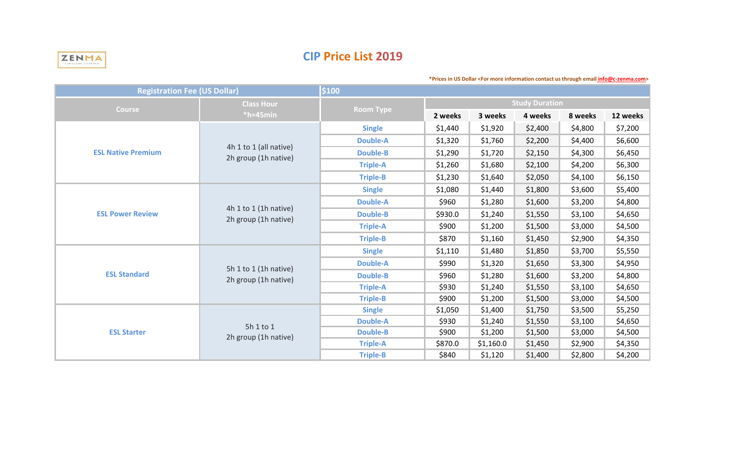ZENMA

# CIP Price List 2019

*Prices in US Dollar <For more information contact us through email info@c-zenma.com>

| Registration Fee (US Dollar) | | $100 | | | | | |
|---|---|---|---|---|---|---|---|
| Course | Class Hour *h=45min | Room Type | Study Duration | | | | |
| | | | 2 weeks | 3 weeks | 4 weeks | 8 weeks | 12 weeks |
| ESL Native Premium | 4h 1 to 1 (all native) 2h group (1h native) | Single | $1,440 | $1,920 | $2,400 | $4,800 | $7,200 |
| | | Double-A | $1,320 | $1,760 | $2,200 | $4,400 | $6,600 |
| | | Double-B | $1,290 | $1,720 | $2,150 | $4,300 | $6,450 |
| | | Triple-A | $1,260 | $1,680 | $2,100 | $4,200 | $6,300 |
| | | Triple-B | $1,230 | $1,640 | $2,050 | $4,100 | $6,150 |
| ESL Power Review | 4h 1 to 1 (1h native) 2h group (1h native) | Single | $1,080 | $1,440 | $1,800 | $3,600 | $5,400 |
| | | Double-A | $960 | $1,280 | $1,600 | $3,200 | $4,800 |
| | | Double-B | $930.0 | $1,240 | $1,550 | $3,100 | $4,650 |
| | | Triple-A | $900 | $1,200 | $1,500 | $3,000 | $4,500 |
| | | Triple-B | $870 | $1,160 | $1,450 | $2,900 | $4,350 |
| ESL Standard | 5h 1 to 1 (1h native) 2h group (1h native) | Single | $1,110 | $1,480 | $1,850 | $3,700 | $5,550 |
| | | Double-A | $990 | $1,320 | $1,650 | $3,300 | $4,950 |
| | | Double-B | $960 | $1,280 | $1,600 | $3,200 | $4,800 |
| | | Triple-A | $930 | $1,240 | $1,550 | $3,100 | $4,650 |
| | | Triple-B | $900 | $1,200 | $1,500 | $3,000 | $4,500 |
| ESL Starter | 5h 1 to 1 2h group (1h native) | Single | $1,050 | $1,400 | $1,750 | $3,500 | $5,250 |
| | | Double-A | $930 | $1,240 | $1,550 | $3,100 | $4,650 |
| | | Double-B | $900 | $1,200 | $1,500 | $3,000 | $4,500 |
| | | Triple-A | $870.0 | $1,160.0 | $1,450 | $2,900 | $4,350 |
| | | Triple-B | $840 | $1,120 | $1,400 | $2,800 | $4,200 |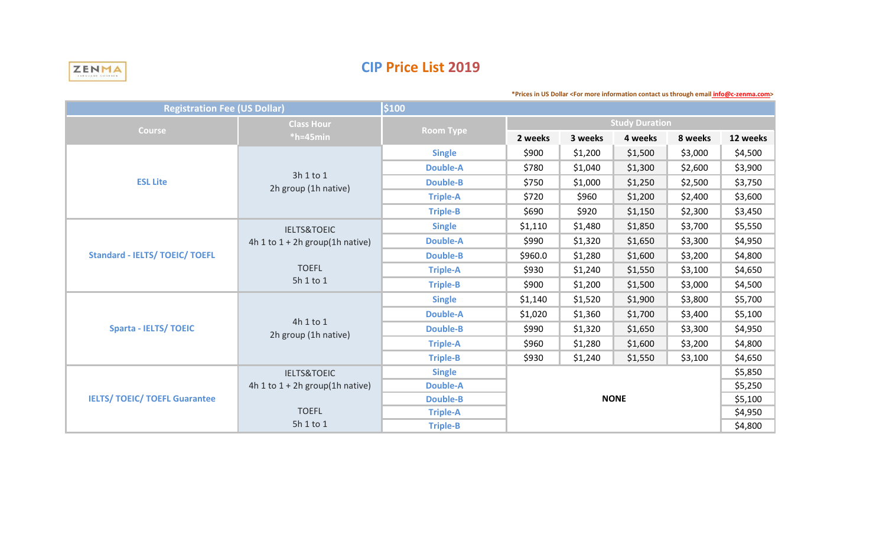ZENMA

# CIP Price List 2019

*Prices in US Dollar <For more information contact us through email info@c-zenma.com>

| Registration Fee (US Dollar) | | $100 | | | | | |
|---|---|---|---|---|---|---|---|
| Course | Class Hour *h=45min | Room Type | Study Duration | | | | |
| | | | 2 weeks | 3 weeks | 4 weeks | 8 weeks | 12 weeks |
| ESL Lite | 3h 1 to 1<br>2h group (1h native) | Single | $900 | $1,200 | $1,500 | $3,000 | $4,500 |
| | | Double-A | $780 | $1,040 | $1,300 | $2,600 | $3,900 |
| | | Double-B | $750 | $1,000 | $1,250 | $2,500 | $3,750 |
| | | Triple-A | $720 | $960 | $1,200 | $2,400 | $3,600 |
| | | Triple-B | $690 | $920 | $1,150 | $2,300 | $3,450 |
| Standard - IELTS/ TOEIC/ TOEFL | IELTS&TOEIC<br>4h 1 to 1 + 2h group(1h native)<br><br>TOEFL<br>5h 1 to 1 | Single | $1,110 | $1,480 | $1,850 | $3,700 | $5,550 |
| | | Double-A | $990 | $1,320 | $1,650 | $3,300 | $4,950 |
| | | Double-B | $960.0 | $1,280 | $1,600 | $3,200 | $4,800 |
| | | Triple-A | $930 | $1,240 | $1,550 | $3,100 | $4,650 |
| | | Triple-B | $900 | $1,200 | $1,500 | $3,000 | $4,500 |
| Sparta - IELTS/ TOEIC | 4h 1 to 1<br>2h group (1h native) | Single | $1,140 | $1,520 | $1,900 | $3,800 | $5,700 |
| | | Double-A | $1,020 | $1,360 | $1,700 | $3,400 | $5,100 |
| | | Double-B | $990 | $1,320 | $1,650 | $3,300 | $4,950 |
| | | Triple-A | $960 | $1,280 | $1,600 | $3,200 | $4,800 |
| | | Triple-B | $930 | $1,240 | $1,550 | $3,100 | $4,650 |
| IELTS/ TOEIC/ TOEFL Guarantee | IELTS&TOEIC<br>4h 1 to 1 + 2h group(1h native)<br><br>TOEFL<br>5h 1 to 1 | Single | NONE | | | | $5,850 |
| | | Double-A | | | | | $5,250 |
| | | Double-B | | | | | $5,100 |
| | | Triple-A | | | | | $4,950 |
| | | Triple-B | | | | | $4,800 |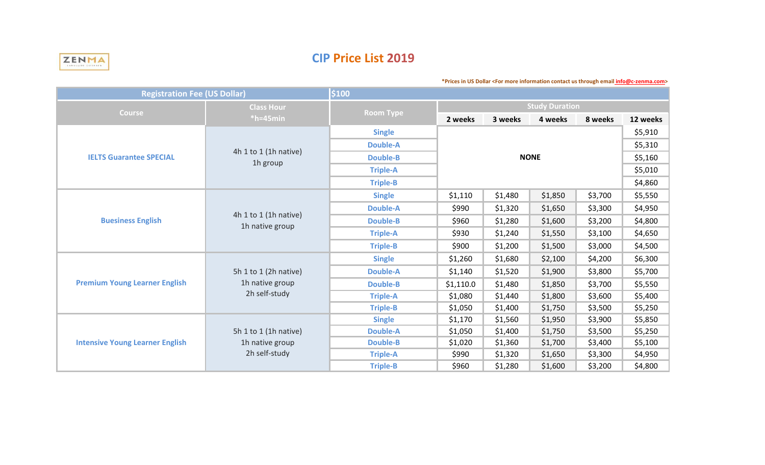ZENMA

# CIP Price List 2019

*Prices in US Dollar <For more information contact us through email info@c-zenma.com>

| Registration Fee (US Dollar) | | $100 | | | | | |
|---|---|---|---|---|---|---|---|
| Course | Class Hour *h=45min | Room Type | Study Duration | | | | |
| | | | 2 weeks | 3 weeks | 4 weeks | 8 weeks | 12 weeks |
| IELTS Guarantee SPECIAL | 4h 1 to 1 (1h native) 1h group | Single | NONE | | | | $5,910 |
| | | Double-A | | | | | $5,310 |
| | | Double-B | | | | | $5,160 |
| | | Triple-A | | | | | $5,010 |
| | | Triple-B | | | | | $4,860 |
| Buesiness English | 4h 1 to 1 (1h native) 1h native group | Single | $1,110 | $1,480 | $1,850 | $3,700 | $5,550 |
| | | Double-A | $990 | $1,320 | $1,650 | $3,300 | $4,950 |
| | | Double-B | $960 | $1,280 | $1,600 | $3,200 | $4,800 |
| | | Triple-A | $930 | $1,240 | $1,550 | $3,100 | $4,650 |
| | | Triple-B | $900 | $1,200 | $1,500 | $3,000 | $4,500 |
| Premium Young Learner English | 5h 1 to 1 (2h native) 1h native group 2h self-study | Single | $1,260 | $1,680 | $2,100 | $4,200 | $6,300 |
| | | Double-A | $1,140 | $1,520 | $1,900 | $3,800 | $5,700 |
| | | Double-B | $1,110.0 | $1,480 | $1,850 | $3,700 | $5,550 |
| | | Triple-A | $1,080 | $1,440 | $1,800 | $3,600 | $5,400 |
| | | Triple-B | $1,050 | $1,400 | $1,750 | $3,500 | $5,250 |
| Intensive Young Learner English | 5h 1 to 1 (1h native) 1h native group 2h self-study | Single | $1,170 | $1,560 | $1,950 | $3,900 | $5,850 |
| | | Double-A | $1,050 | $1,400 | $1,750 | $3,500 | $5,250 |
| | | Double-B | $1,020 | $1,360 | $1,700 | $3,400 | $5,100 |
| | | Triple-A | $990 | $1,320 | $1,650 | $3,300 | $4,950 |
| | | Triple-B | $960 | $1,280 | $1,600 | $3,200 | $4,800 |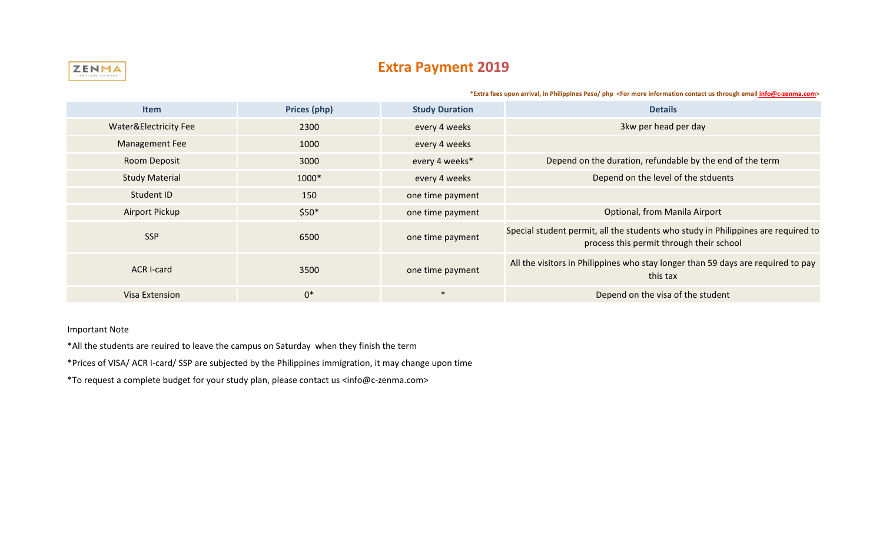ZENMA

# Extra Payment 2019

*Extra fees upon arrival, in Philippines Peso/ php <For more information contact us through email info@c-zenma.com>

| Item | Prices (php) | Study Duration | Details |
|---|---|---|---|
| Water&Electricity Fee | 2300 | every 4 weeks | 3kw per head per day |
| Management Fee | 1000 | every 4 weeks | |
| Room Deposit | 3000 | every 4 weeks* | Depend on the duration, refundable by the end of the term |
| Study Material | 1000* | every 4 weeks | Depend on the level of the stduents |
| Student ID | 150 | one time payment | |
| Airport Pickup | $50* | one time payment | Optional, from Manila Airport |
| SSP | 6500 | one time payment | Special student permit, all the students who study in Philippines are required to process this permit through their school |
| ACR I-card | 3500 | one time payment | All the visitors in Philippines who stay longer than 59 days are required to pay this tax |
| Visa Extension | 0* | * | Depend on the visa of the student |

Important Note

*All the students are reuired to leave the campus on Saturday when they finish the term

*Prices of VISA/ ACR I-card/ SSP are subjected by the Philippines immigration, it may change upon time

*To request a complete budget for your study plan, please contact us <info@c-zenma.com>